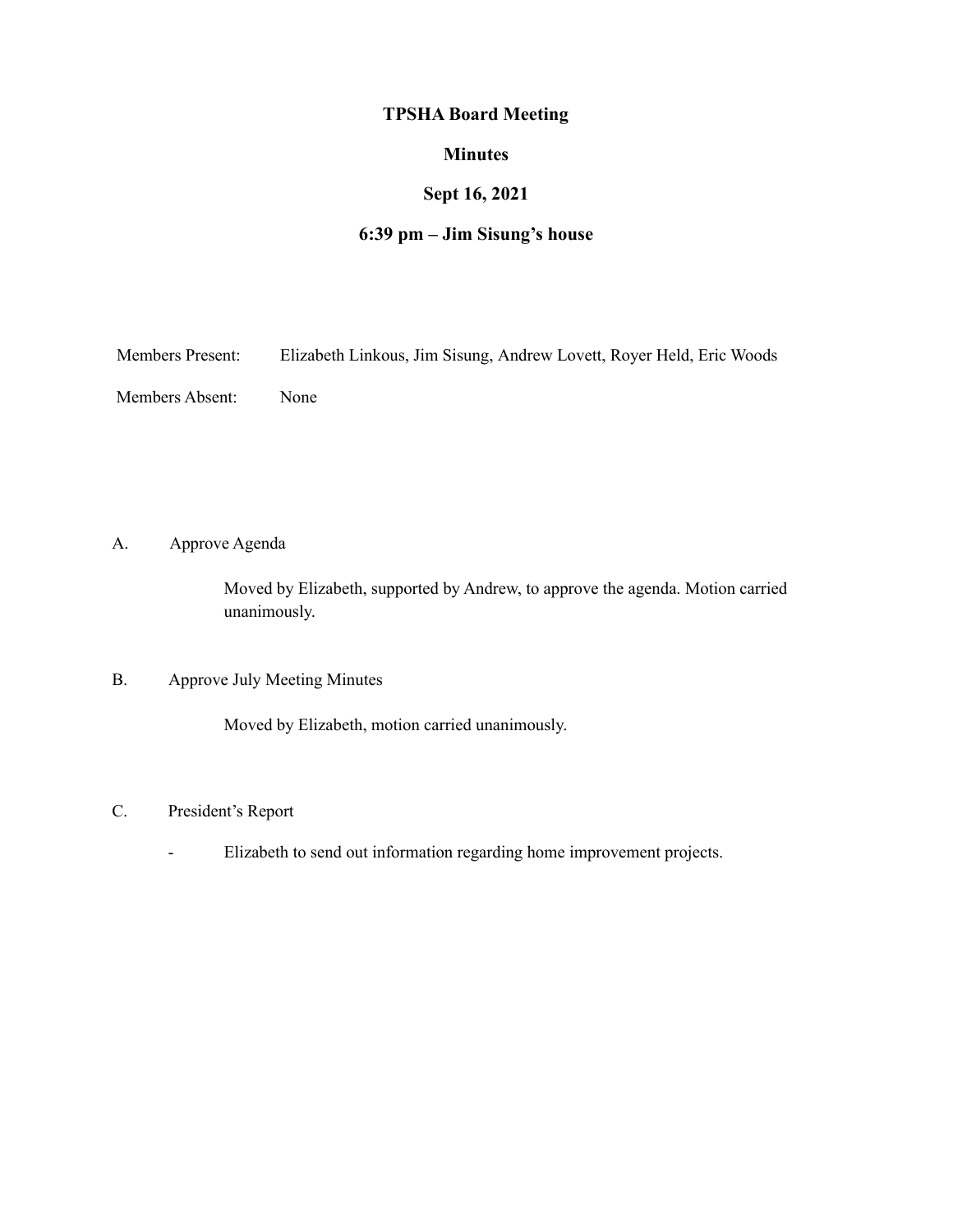# TPSHA Board Meeting

## Minutes

## Sept 16, 2021

## 6:39 pm – Jim Sisung's house

Members Present: Elizabeth Linkous, Jim Sisung, Andrew Lovett, Royer Held, Eric Woods

Members Absent: None

A. Approve Agenda

Moved by Elizabeth, supported by Andrew, to approve the agenda. Motion carried unanimously.

B. Approve July Meeting Minutes

Moved by Elizabeth, motion carried unanimously.

C. President's Report

- Elizabeth to send out information regarding home improvement projects.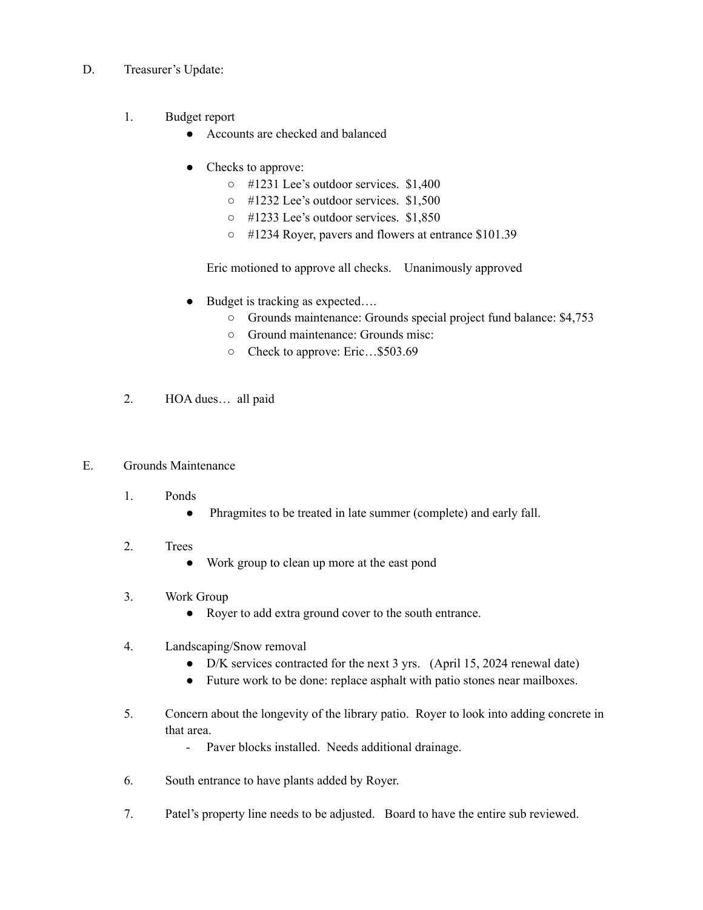D. Treasurer's Update:

1. Budget report
   - Accounts are checked and balanced
   - Checks to approve:
     - #1231 Lee's outdoor services. $1,400
     - #1232 Lee's outdoor services. $1,500
     - #1233 Lee's outdoor services. $1,850
     - #1234 Royer, pavers and flowers at entrance $101.39

   Eric motioned to approve all checks. Unanimously approved

   - Budget is tracking as expected….
     - Grounds maintenance: Grounds special project fund balance: $4,753
     - Ground maintenance: Grounds misc:
     - Check to approve: Eric…$503.69

2. HOA dues… all paid

E. Grounds Maintenance

1. Ponds
   - Phragmites to be treated in late summer (complete) and early fall.

2. Trees
   - Work group to clean up more at the east pond

3. Work Group
   - Royer to add extra ground cover to the south entrance.

4. Landscaping/Snow removal
   - D/K services contracted for the next 3 yrs. (April 15, 2024 renewal date)
   - Future work to be done: replace asphalt with patio stones near mailboxes.

5. Concern about the longevity of the library patio. Royer to look into adding concrete in that area.
   - Paver blocks installed. Needs additional drainage.

6. South entrance to have plants added by Royer.

7. Patel's property line needs to be adjusted. Board to have the entire sub reviewed.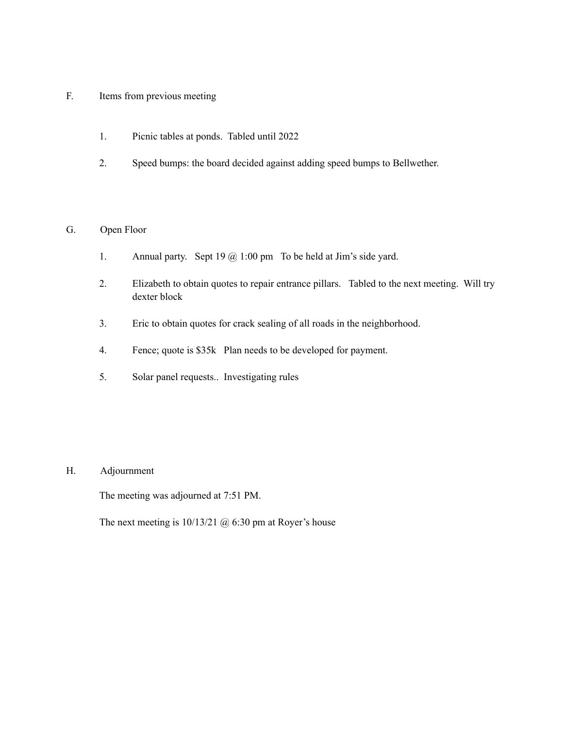F. Items from previous meeting

1. Picnic tables at ponds. Tabled until 2022

2. Speed bumps: the board decided against adding speed bumps to Bellwether.

G. Open Floor

1. Annual party. Sept 19 @ 1:00 pm To be held at Jim's side yard.

2. Elizabeth to obtain quotes to repair entrance pillars. Tabled to the next meeting. Will try dexter block

3. Eric to obtain quotes for crack sealing of all roads in the neighborhood.

4. Fence; quote is $35k Plan needs to be developed for payment.

5. Solar panel requests.. Investigating rules

H. Adjournment

The meeting was adjourned at 7:51 PM.

The next meeting is 10/13/21 @ 6:30 pm at Royer's house